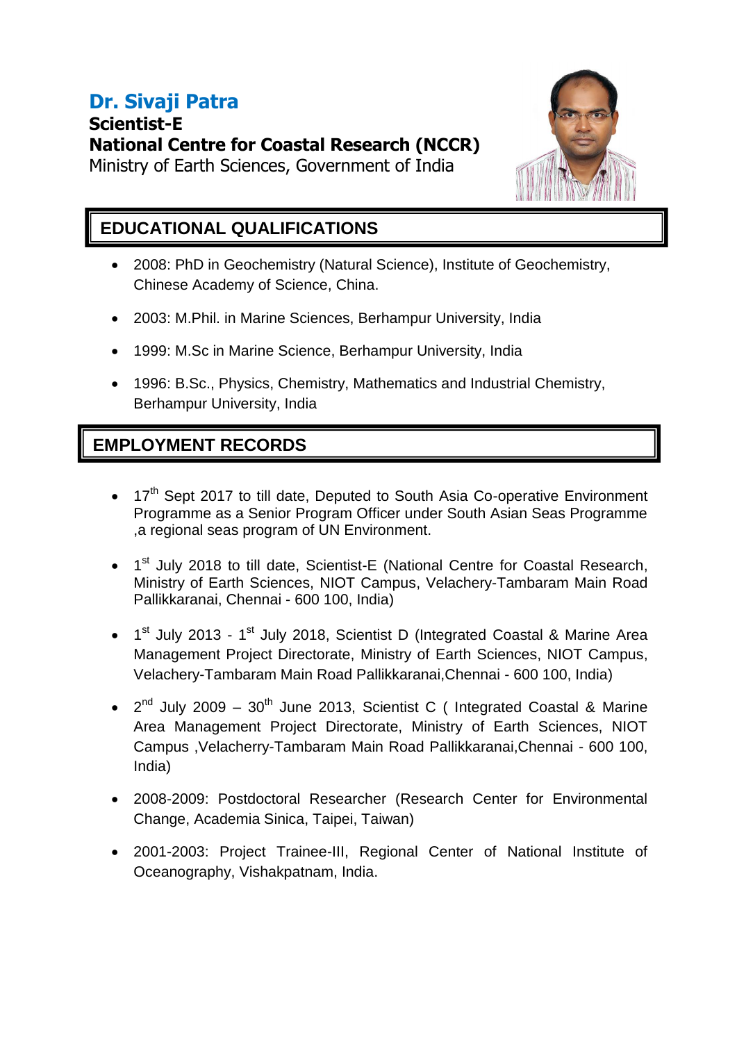# Dr. Sivaji Patra

**Scientist-E**

**National Centre for Coastal Research (NCCR)**

Ministry of Earth Sciences, Government of India

## EDUCATIONAL QUALIFICATIONS

- 2008: PhD in Geochemistry (Natural Science), Institute of Geochemistry, Chinese Academy of Science, China.
- 2003: M.Phil. in Marine Sciences, Berhampur University, India
- 1999: M.Sc in Marine Science, Berhampur University, India
- 1996: B.Sc., Physics, Chemistry, Mathematics and Industrial Chemistry, Berhampur University, India

## EMPLOYMENT RECORDS

- 17th Sept 2017 to till date, Deputed to South Asia Co-operative Environment Programme as a Senior Program Officer under South Asian Seas Programme ,a regional seas program of UN Environment.
- 1st July 2018 to till date, Scientist-E (National Centre for Coastal Research, Ministry of Earth Sciences, NIOT Campus, Velachery-Tambaram Main Road Pallikkaranai, Chennai - 600 100, India)
- 1st July 2013 - 1st July 2018, Scientist D (Integrated Coastal & Marine Area Management Project Directorate, Ministry of Earth Sciences, NIOT Campus, Velachery-Tambaram Main Road Pallikkaranai,Chennai - 600 100, India)
- 2nd July 2009 – 30th June 2013, Scientist C ( Integrated Coastal & Marine Area Management Project Directorate, Ministry of Earth Sciences, NIOT Campus ,Velacherry-Tambaram Main Road Pallikkaranai,Chennai - 600 100, India)
- 2008-2009: Postdoctoral Researcher (Research Center for Environmental Change, Academia Sinica, Taipei, Taiwan)
- 2001-2003: Project Trainee-III, Regional Center of National Institute of Oceanography, Vishakpatnam, India.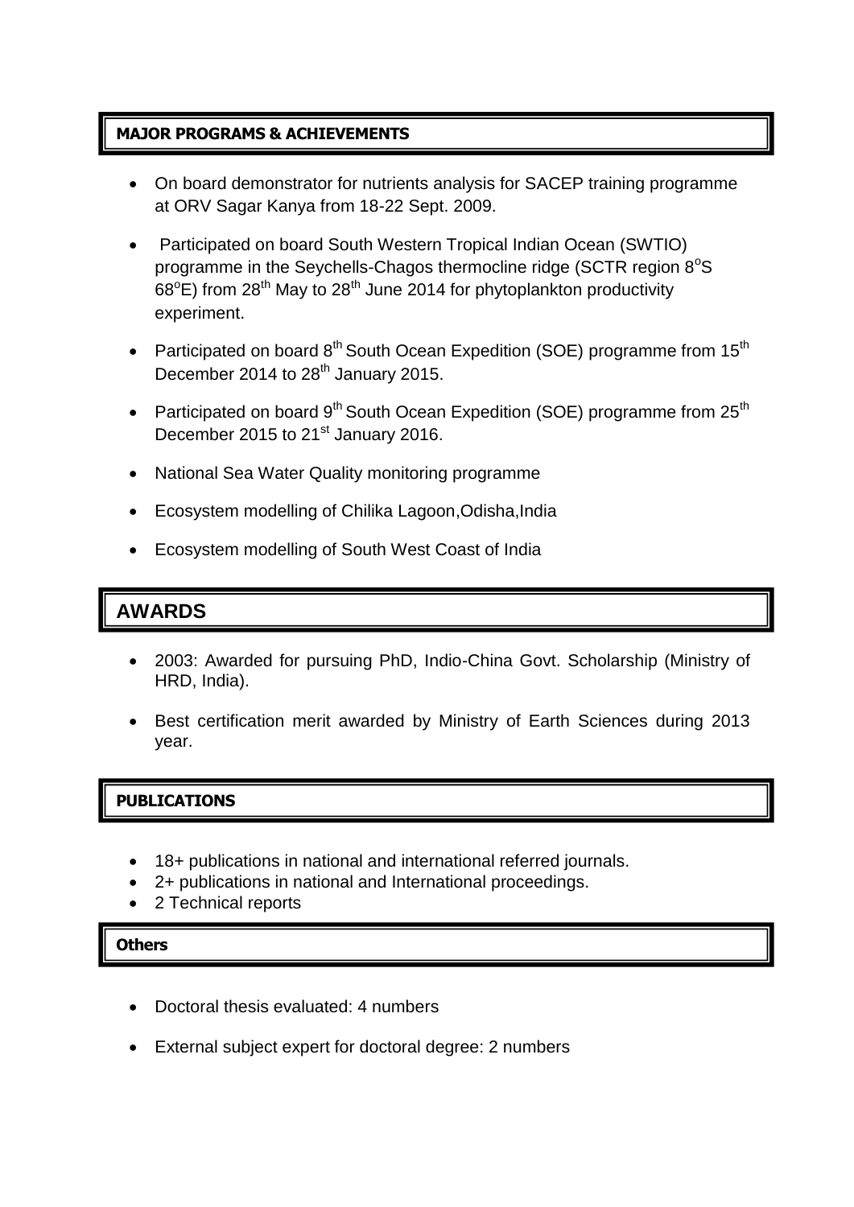## MAJOR PROGRAMS & ACHIEVEMENTS

- On board demonstrator for nutrients analysis for SACEP training programme at ORV Sagar Kanya from 18-22 Sept. 2009.
- Participated on board South Western Tropical Indian Ocean (SWTIO) programme in the Seychells-Chagos thermocline ridge (SCTR region $8^oS$ $68^oE$) from 28th May to 28th June 2014 for phytoplankton productivity experiment.
- Participated on board 8th South Ocean Expedition (SOE) programme from 15th December 2014 to 28th January 2015.
- Participated on board 9th South Ocean Expedition (SOE) programme from 25th December 2015 to 21st January 2016.
- National Sea Water Quality monitoring programme
- Ecosystem modelling of Chilika Lagoon,Odisha,India
- Ecosystem modelling of South West Coast of India

## AWARDS

- 2003: Awarded for pursuing PhD, Indio-China Govt. Scholarship (Ministry of HRD, India).
- Best certification merit awarded by Ministry of Earth Sciences during 2013 year.

## PUBLICATIONS

- 18+ publications in national and international referred journals.
- 2+ publications in national and International proceedings.
- 2 Technical reports

## Others

- Doctoral thesis evaluated: 4 numbers
- External subject expert for doctoral degree: 2 numbers